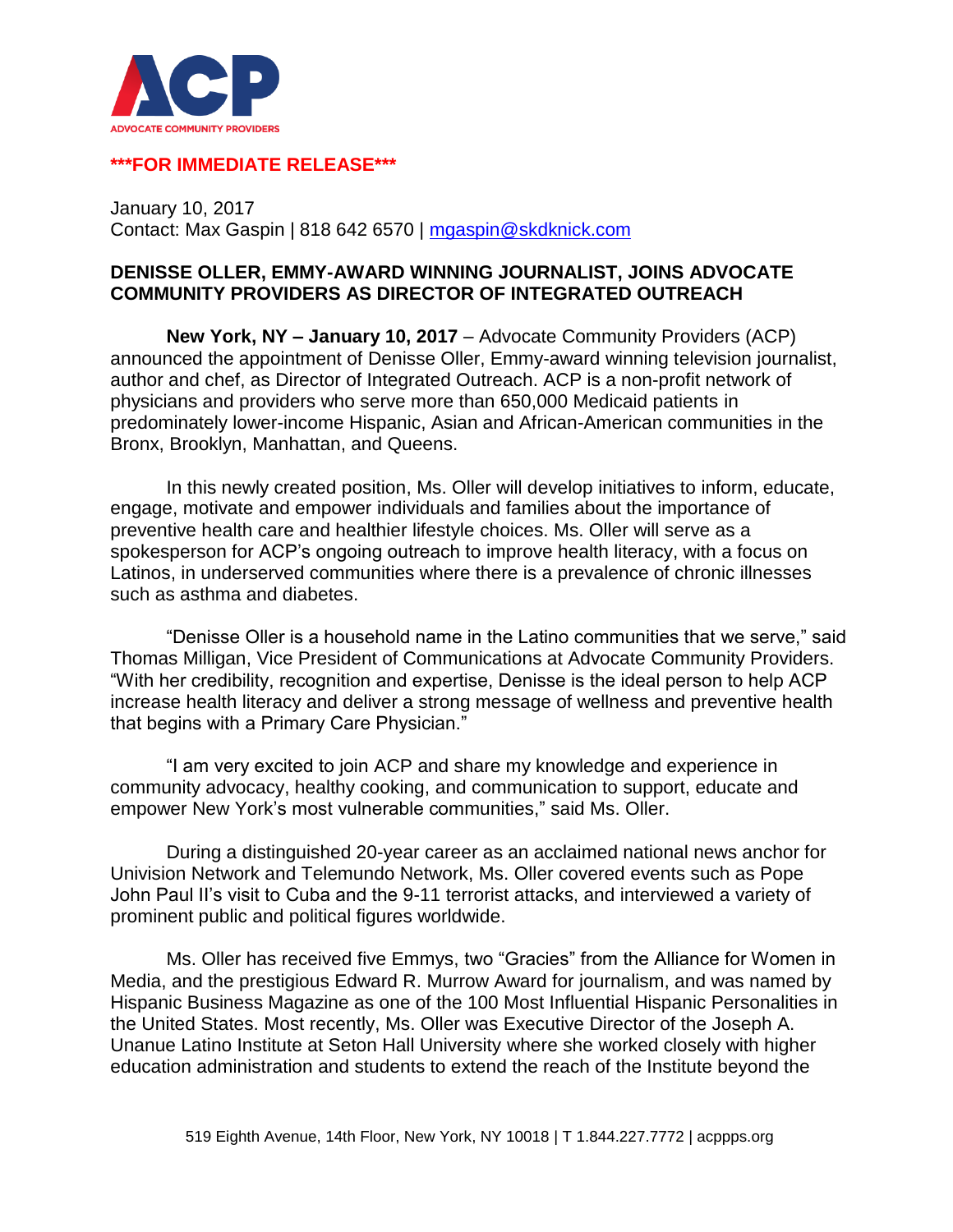ACP

ADVOCATE COMMUNITY PROVIDERS

**\*\*\*FOR IMMEDIATE RELEASE\*\*\***

January 10, 2017
Contact: Max Gaspin | 818 642 6570 | mgaspin@skdknick.com

**DENISSE OLLER, EMMY-AWARD WINNING JOURNALIST, JOINS ADVOCATE COMMUNITY PROVIDERS AS DIRECTOR OF INTEGRATED OUTREACH**

**New York, NY – January 10, 2017** – Advocate Community Providers (ACP) announced the appointment of Denisse Oller, Emmy-award winning television journalist, author and chef, as Director of Integrated Outreach. ACP is a non-profit network of physicians and providers who serve more than 650,000 Medicaid patients in predominately lower-income Hispanic, Asian and African-American communities in the Bronx, Brooklyn, Manhattan, and Queens.

In this newly created position, Ms. Oller will develop initiatives to inform, educate, engage, motivate and empower individuals and families about the importance of preventive health care and healthier lifestyle choices. Ms. Oller will serve as a spokesperson for ACP's ongoing outreach to improve health literacy, with a focus on Latinos, in underserved communities where there is a prevalence of chronic illnesses such as asthma and diabetes.

"Denisse Oller is a household name in the Latino communities that we serve," said Thomas Milligan, Vice President of Communications at Advocate Community Providers. "With her credibility, recognition and expertise, Denisse is the ideal person to help ACP increase health literacy and deliver a strong message of wellness and preventive health that begins with a Primary Care Physician."

"I am very excited to join ACP and share my knowledge and experience in community advocacy, healthy cooking, and communication to support, educate and empower New York's most vulnerable communities," said Ms. Oller.

During a distinguished 20-year career as an acclaimed national news anchor for Univision Network and Telemundo Network, Ms. Oller covered events such as Pope John Paul II's visit to Cuba and the 9-11 terrorist attacks, and interviewed a variety of prominent public and political figures worldwide.

Ms. Oller has received five Emmys, two "Gracies" from the Alliance for Women in Media, and the prestigious Edward R. Murrow Award for journalism, and was named by Hispanic Business Magazine as one of the 100 Most Influential Hispanic Personalities in the United States. Most recently, Ms. Oller was Executive Director of the Joseph A. Unanue Latino Institute at Seton Hall University where she worked closely with higher education administration and students to extend the reach of the Institute beyond the

519 Eighth Avenue, 14th Floor, New York, NY 10018 | T 1.844.227.7772 | acppps.org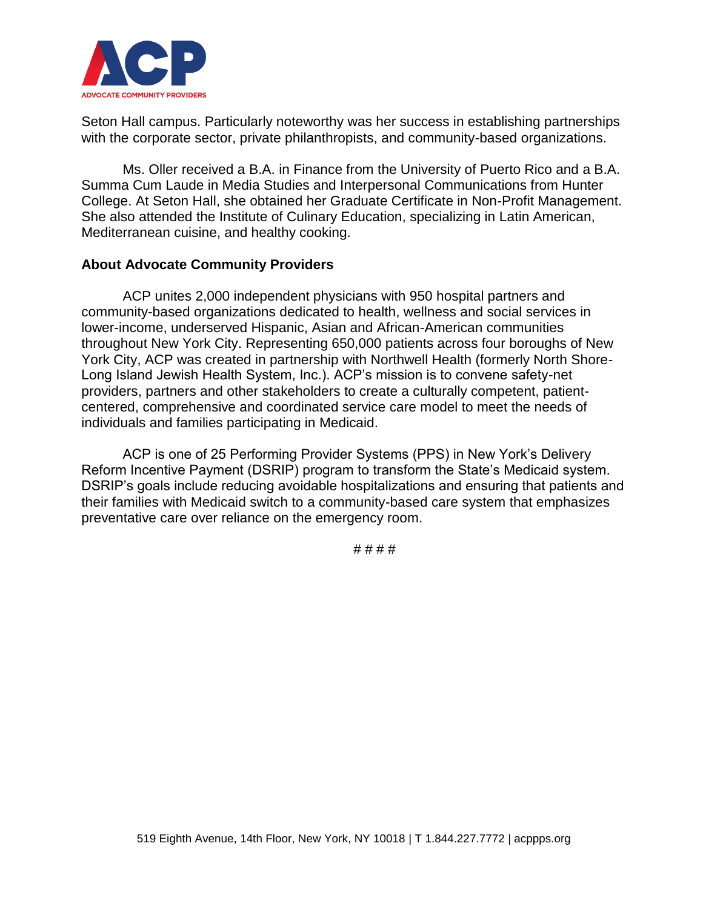Seton Hall campus. Particularly noteworthy was her success in establishing partnerships with the corporate sector, private philanthropists, and community-based organizations.

Ms. Oller received a B.A. in Finance from the University of Puerto Rico and a B.A. Summa Cum Laude in Media Studies and Interpersonal Communications from Hunter College. At Seton Hall, she obtained her Graduate Certificate in Non-Profit Management. She also attended the Institute of Culinary Education, specializing in Latin American, Mediterranean cuisine, and healthy cooking.

**About Advocate Community Providers**

ACP unites 2,000 independent physicians with 950 hospital partners and community-based organizations dedicated to health, wellness and social services in lower-income, underserved Hispanic, Asian and African-American communities throughout New York City. Representing 650,000 patients across four boroughs of New York City, ACP was created in partnership with Northwell Health (formerly North Shore-Long Island Jewish Health System, Inc.). ACP's mission is to convene safety-net providers, partners and other stakeholders to create a culturally competent, patient-centered, comprehensive and coordinated service care model to meet the needs of individuals and families participating in Medicaid.

ACP is one of 25 Performing Provider Systems (PPS) in New York's Delivery Reform Incentive Payment (DSRIP) program to transform the State's Medicaid system. DSRIP's goals include reducing avoidable hospitalizations and ensuring that patients and their families with Medicaid switch to a community-based care system that emphasizes preventative care over reliance on the emergency room.

# # # #

519 Eighth Avenue, 14th Floor, New York, NY 10018 | T 1.844.227.7772 | acppps.org